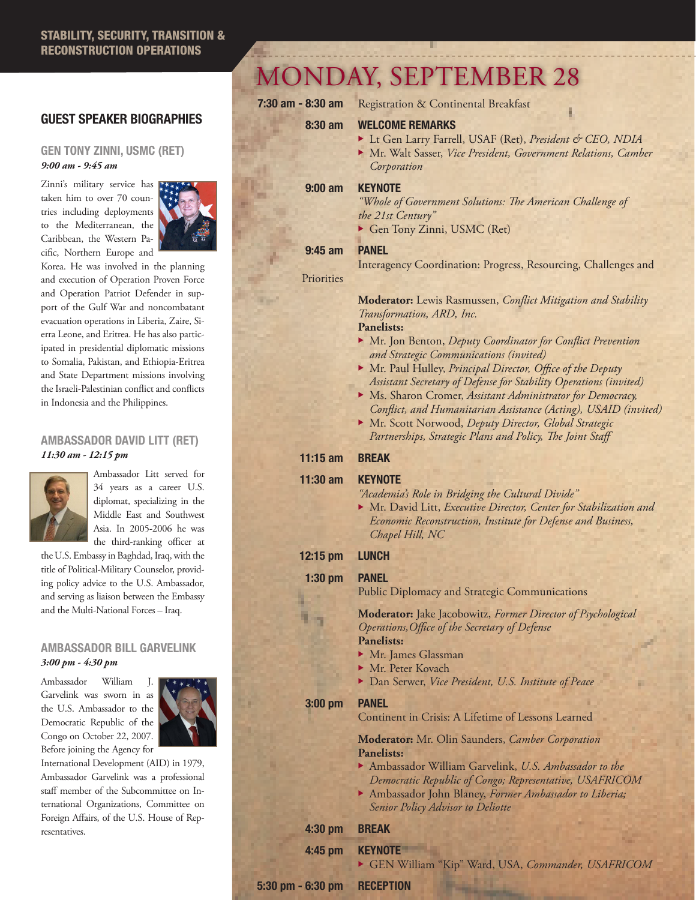STABILITY, SECURITY, TRANSITION & RECONSTRUCTION OPERATIONS

## GUEST SPEAKER BIOGRAPHIES

### GEN TONY ZINNI, USMC (RET)
***9:00 am - 9:45 am***

Zinni's military service has taken him to over 70 countries including deployments to the Mediterranean, the Caribbean, the Western Pacific, Northern Europe and Korea. He was involved in the planning and execution of Operation Proven Force and Operation Patriot Defender in support of the Gulf War and noncombatant evacuation operations in Liberia, Zaire, Sierra Leone, and Eritrea. He has also participated in presidential diplomatic missions to Somalia, Pakistan, and Ethiopia-Eritrea and State Department missions involving the Israeli-Palestinian conflict and conflicts in Indonesia and the Philippines.

### AMBASSADOR DAVID LITT (RET)
***11:30 am - 12:15 pm***

Ambassador Litt served for 34 years as a career U.S. diplomat, specializing in the Middle East and Southwest Asia. In 2005-2006 he was the third-ranking officer at the U.S. Embassy in Baghdad, Iraq, with the title of Political-Military Counselor, providing policy advice to the U.S. Ambassador, and serving as liaison between the Embassy and the Multi-National Forces – Iraq.

### AMBASSADOR BILL GARVELINK
***3:00 pm - 4:30 pm***

Ambassador William J. Garvelink was sworn in as the U.S. Ambassador to the Democratic Republic of the Congo on October 22, 2007. Before joining the Agency for International Development (AID) in 1979, Ambassador Garvelink was a professional staff member of the Subcommittee on International Organizations, Committee on Foreign Affairs, of the U.S. House of Representatives.

# MONDAY, SEPTEMBER 28

**7:30 am - 8:30 am** Registration & Continental Breakfast

**8:30 am WELCOME REMARKS**
- Lt Gen Larry Farrell, USAF (Ret), *President & CEO, NDIA*
- Mr. Walt Sasser, *Vice President, Government Relations, Camber Corporation*

**9:00 am KEYNOTE**
*"Whole of Government Solutions: The American Challenge of the 21st Century"*
- Gen Tony Zinni, USMC (Ret)

**9:45 am PANEL**
Interagency Coordination: Progress, Resourcing, Challenges and Priorities

**Moderator:** Lewis Rasmussen, *Conflict Mitigation and Stability Transformation, ARD, Inc.*
**Panelists:**
- Mr. Jon Benton, *Deputy Coordinator for Conflict Prevention and Strategic Communications (invited)*
- Mr. Paul Hulley, *Principal Director, Office of the Deputy Assistant Secretary of Defense for Stability Operations (invited)*
- Ms. Sharon Cromer, *Assistant Administrator for Democracy, Conflict, and Humanitarian Assistance (Acting), USAID (invited)*
- Mr. Scott Norwood, *Deputy Director, Global Strategic Partnerships, Strategic Plans and Policy, The Joint Staff*

**11:15 am BREAK**

**11:30 am KEYNOTE**
*"Academia's Role in Bridging the Cultural Divide"*
- Mr. David Litt, *Executive Director, Center for Stabilization and Economic Reconstruction, Institute for Defense and Business, Chapel Hill, NC*

**12:15 pm LUNCH**

**1:30 pm PANEL**
Public Diplomacy and Strategic Communications

**Moderator:** Jake Jacobowitz, *Former Director of Psychological Operations, Office of the Secretary of Defense*
**Panelists:**
- Mr. James Glassman
- Mr. Peter Kovach
- Dan Serwer, *Vice President, U.S. Institute of Peace*

**3:00 pm PANEL**
Continent in Crisis: A Lifetime of Lessons Learned

**Moderator:** Mr. Olin Saunders, *Camber Corporation*
**Panelists:**
- Ambassador William Garvelink, *U.S. Ambassador to the Democratic Republic of Congo; Representative, USAFRICOM*
- Ambassador John Blaney, *Former Ambassador to Liberia; Senior Policy Advisor to Deliotte*

**4:30 pm BREAK**

**4:45 pm KEYNOTE**
- GEN William "Kip" Ward, USA, *Commander, USAFRICOM*

**5:30 pm - 6:30 pm RECEPTION**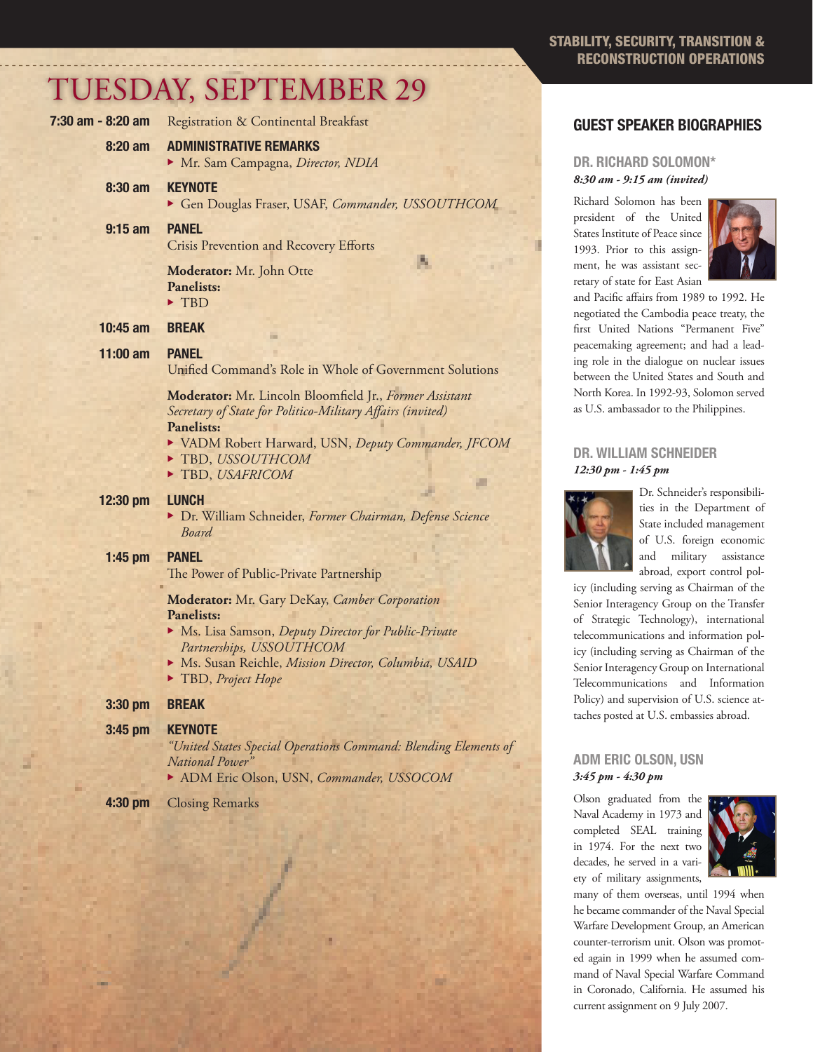# TUESDAY, SEPTEMBER 29

**7:30 am - 8:20 am** Registration & Continental Breakfast

**8:20 am** **ADMINISTRATIVE REMARKS**
- Mr. Sam Campagna, *Director, NDIA*

**8:30 am** **KEYNOTE**
- Gen Douglas Fraser, USAF, *Commander, USSOUTHCOM*

**9:15 am** **PANEL**
Crisis Prevention and Recovery Efforts

**Moderator:** Mr. John Otte
**Panelists:**
- TBD

**10:45 am** **BREAK**

**11:00 am** **PANEL**
Unified Command's Role in Whole of Government Solutions

**Moderator:** Mr. Lincoln Bloomfield Jr., *Former Assistant Secretary of State for Politico-Military Affairs (invited)*
**Panelists:**
- VADM Robert Harward, USN, *Deputy Commander, JFCOM*
- TBD, *USSOUTHCOM*
- TBD, *USAFRICOM*

**12:30 pm** **LUNCH**
- Dr. William Schneider, *Former Chairman, Defense Science Board*

**1:45 pm** **PANEL**
The Power of Public-Private Partnership

**Moderator:** Mr. Gary DeKay, *Camber Corporation*
**Panelists:**
- Ms. Lisa Samson, *Deputy Director for Public-Private Partnerships, USSOUTHCOM*
- Ms. Susan Reichle, *Mission Director, Columbia, USAID*
- TBD, *Project Hope*

**3:30 pm** **BREAK**

**3:45 pm** **KEYNOTE**
*"United States Special Operations Command: Blending Elements of National Power"*
- ADM Eric Olson, USN, *Commander, USSOCOM*

**4:30 pm** Closing Remarks

## GUEST SPEAKER BIOGRAPHIES

### DR. RICHARD SOLOMON*
***8:30 am - 9:15 am (invited)***

Richard Solomon has been president of the United States Institute of Peace since 1993. Prior to this assignment, he was assistant secretary of state for East Asian and Pacific affairs from 1989 to 1992. He negotiated the Cambodia peace treaty, the first United Nations "Permanent Five" peacemaking agreement; and had a leading role in the dialogue on nuclear issues between the United States and South and North Korea. In 1992-93, Solomon served as U.S. ambassador to the Philippines.

### DR. WILLIAM SCHNEIDER
***12:30 pm - 1:45 pm***

Dr. Schneider's responsibilities in the Department of State included management of U.S. foreign economic and military assistance abroad, export control policy (including serving as Chairman of the Senior Interagency Group on the Transfer of Strategic Technology), international telecommunications and information policy (including serving as Chairman of the Senior Interagency Group on International Telecommunications and Information Policy) and supervision of U.S. science attaches posted at U.S. embassies abroad.

### ADM ERIC OLSON, USN
***3:45 pm - 4:30 pm***

Olson graduated from the Naval Academy in 1973 and completed SEAL training in 1974. For the next two decades, he served in a variety of military assignments, many of them overseas, until 1994 when he became commander of the Naval Special Warfare Development Group, an American counter-terrorism unit. Olson was promoted again in 1999 when he assumed command of Naval Special Warfare Command in Coronado, California. He assumed his current assignment on 9 July 2007.